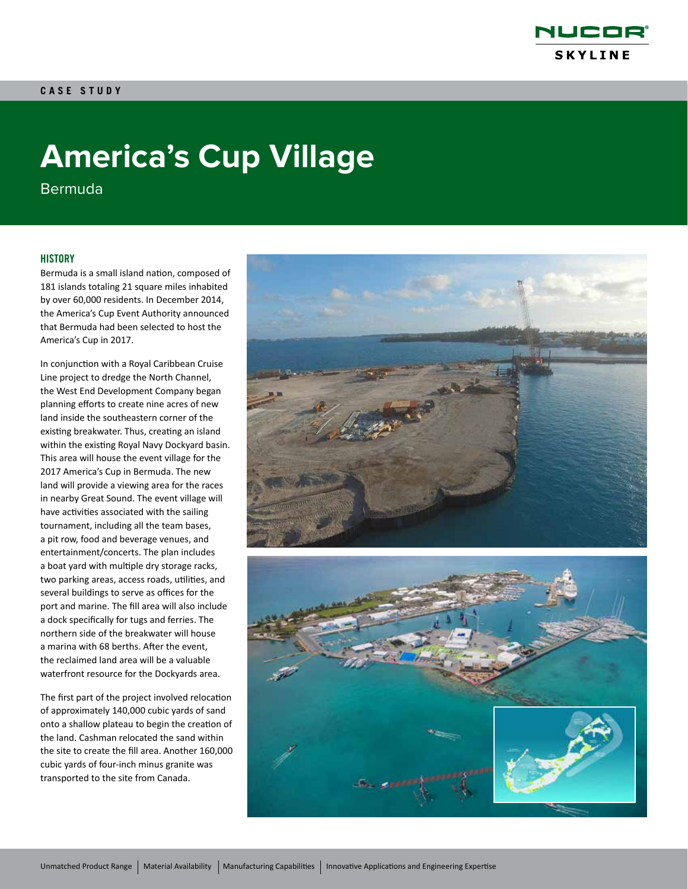CASE STUDY

# America's Cup Village

Bermuda

## HISTORY

Bermuda is a small island nation, composed of 181 islands totaling 21 square miles inhabited by over 60,000 residents. In December 2014, the America's Cup Event Authority announced that Bermuda had been selected to host the America's Cup in 2017.

In conjunction with a Royal Caribbean Cruise Line project to dredge the North Channel, the West End Development Company began planning efforts to create nine acres of new land inside the southeastern corner of the existing breakwater. Thus, creating an island within the existing Royal Navy Dockyard basin. This area will house the event village for the 2017 America's Cup in Bermuda. The new land will provide a viewing area for the races in nearby Great Sound. The event village will have activities associated with the sailing tournament, including all the team bases, a pit row, food and beverage venues, and entertainment/concerts. The plan includes a boat yard with multiple dry storage racks, two parking areas, access roads, utilities, and several buildings to serve as offices for the port and marine. The fill area will also include a dock specifically for tugs and ferries. The northern side of the breakwater will house a marina with 68 berths. After the event, the reclaimed land area will be a valuable waterfront resource for the Dockyards area.

The first part of the project involved relocation of approximately 140,000 cubic yards of sand onto a shallow plateau to begin the creation of the land. Cashman relocated the sand within the site to create the fill area. Another 160,000 cubic yards of four-inch minus granite was transported to the site from Canada.

Unmatched Product Range | Material Availability | Manufacturing Capabilities | Innovative Applications and Engineering Expertise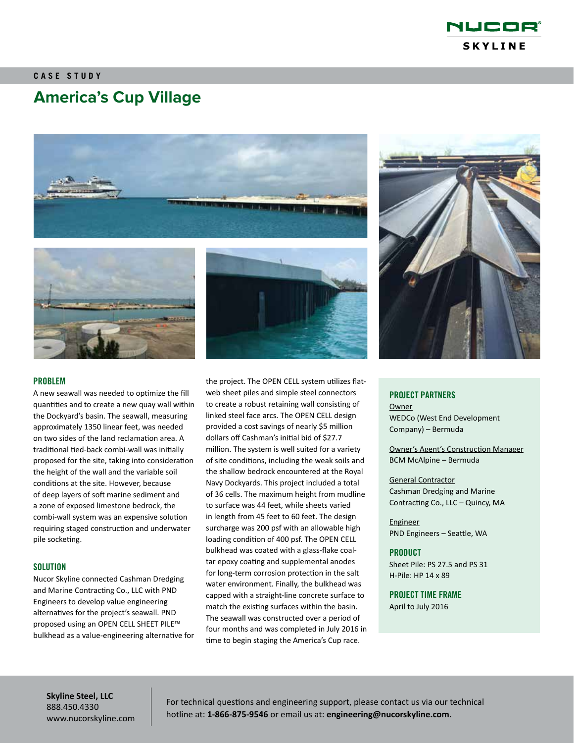CASE STUDY

# America's Cup Village

## PROBLEM

A new seawall was needed to optimize the fill quantities and to create a new quay wall within the Dockyard's basin. The seawall, measuring approximately 1350 linear feet, was needed on two sides of the land reclamation area. A traditional tied-back combi-wall was initially proposed for the site, taking into consideration the height of the wall and the variable soil conditions at the site. However, because of deep layers of soft marine sediment and a zone of exposed limestone bedrock, the combi-wall system was an expensive solution requiring staged construction and underwater pile socketing.

## SOLUTION

Nucor Skyline connected Cashman Dredging and Marine Contracting Co., LLC with PND Engineers to develop value engineering alternatives for the project's seawall. PND proposed using an OPEN CELL SHEET PILE™ bulkhead as a value-engineering alternative for the project. The OPEN CELL system utilizes flat-web sheet piles and simple steel connectors to create a robust retaining wall consisting of linked steel face arcs. The OPEN CELL design provided a cost savings of nearly $5 million dollars off Cashman's initial bid of $27.7 million. The system is well suited for a variety of site conditions, including the weak soils and the shallow bedrock encountered at the Royal Navy Dockyards. This project included a total of 36 cells. The maximum height from mudline to surface was 44 feet, while sheets varied in length from 45 feet to 60 feet. The design surcharge was 200 psf with an allowable high loading condition of 400 psf. The OPEN CELL bulkhead was coated with a glass-flake coal-tar epoxy coating and supplemental anodes for long-term corrosion protection in the salt water environment. Finally, the bulkhead was capped with a straight-line concrete surface to match the existing surfaces within the basin. The seawall was constructed over a period of four months and was completed in July 2016 in time to begin staging the America's Cup race.

## PROJECT PARTNERS

Owner
WEDCo (West End Development Company) – Bermuda

Owner's Agent's Construction Manager
BCM McAlpine – Bermuda

General Contractor
Cashman Dredging and Marine Contracting Co., LLC – Quincy, MA

Engineer
PND Engineers – Seattle, WA

## PRODUCT

Sheet Pile: PS 27.5 and PS 31
H-Pile: HP 14 x 89

## PROJECT TIME FRAME

April to July 2016

**Skyline Steel, LLC**
888.450.4330
www.nucorskyline.com

For technical questions and engineering support, please contact us via our technical hotline at: **1-866-875-9546** or email us at: **engineering@nucorskyline.com**.